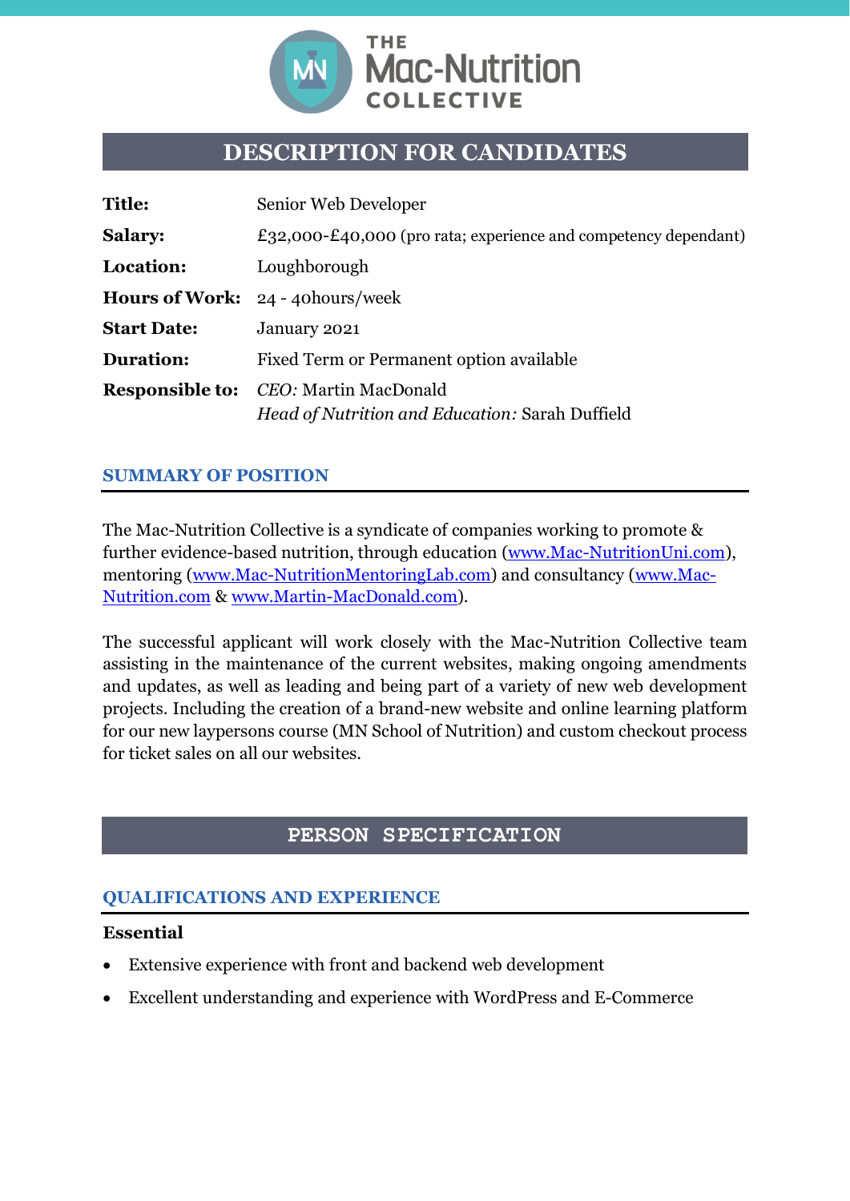THE Mac-Nutrition COLLECTIVE

# DESCRIPTION FOR CANDIDATES

| | |
|---|---|
| **Title:** | Senior Web Developer |
| **Salary:** | £32,000-£40,000 (pro rata; experience and competency dependant) |
| **Location:** | Loughborough |
| **Hours of Work:** | 24 - 40hours/week |
| **Start Date:** | January 2021 |
| **Duration:** | Fixed Term or Permanent option available |
| **Responsible to:** | *CEO:* Martin MacDonald<br>*Head of Nutrition and Education:* Sarah Duffield |

## SUMMARY OF POSITION

The Mac-Nutrition Collective is a syndicate of companies working to promote & further evidence-based nutrition, through education (www.Mac-NutritionUni.com), mentoring (www.Mac-NutritionMentoringLab.com) and consultancy (www.Mac-Nutrition.com & www.Martin-MacDonald.com).

The successful applicant will work closely with the Mac-Nutrition Collective team assisting in the maintenance of the current websites, making ongoing amendments and updates, as well as leading and being part of a variety of new web development projects. Including the creation of a brand-new website and online learning platform for our new laypersons course (MN School of Nutrition) and custom checkout process for ticket sales on all our websites.

# PERSON SPECIFICATION

## QUALIFICATIONS AND EXPERIENCE

**Essential**

- Extensive experience with front and backend web development
- Excellent understanding and experience with WordPress and E-Commerce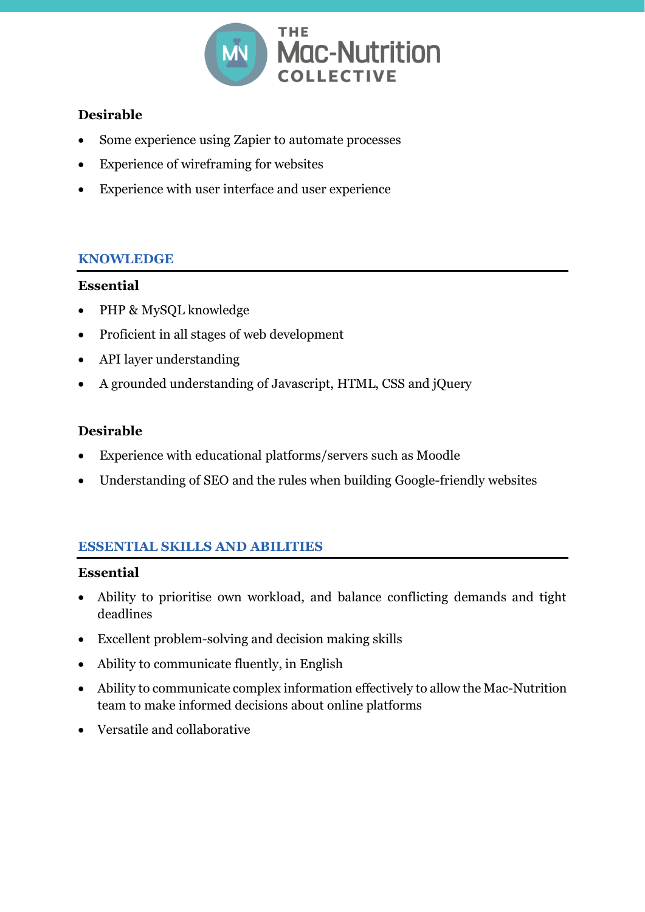**Desirable**

- Some experience using Zapier to automate processes
- Experience of wireframing for websites
- Experience with user interface and user experience

## KNOWLEDGE

**Essential**

- PHP & MySQL knowledge
- Proficient in all stages of web development
- API layer understanding
- A grounded understanding of Javascript, HTML, CSS and jQuery

**Desirable**

- Experience with educational platforms/servers such as Moodle
- Understanding of SEO and the rules when building Google-friendly websites

## ESSENTIAL SKILLS AND ABILITIES

**Essential**

- Ability to prioritise own workload, and balance conflicting demands and tight deadlines
- Excellent problem-solving and decision making skills
- Ability to communicate fluently, in English
- Ability to communicate complex information effectively to allow the Mac-Nutrition team to make informed decisions about online platforms
- Versatile and collaborative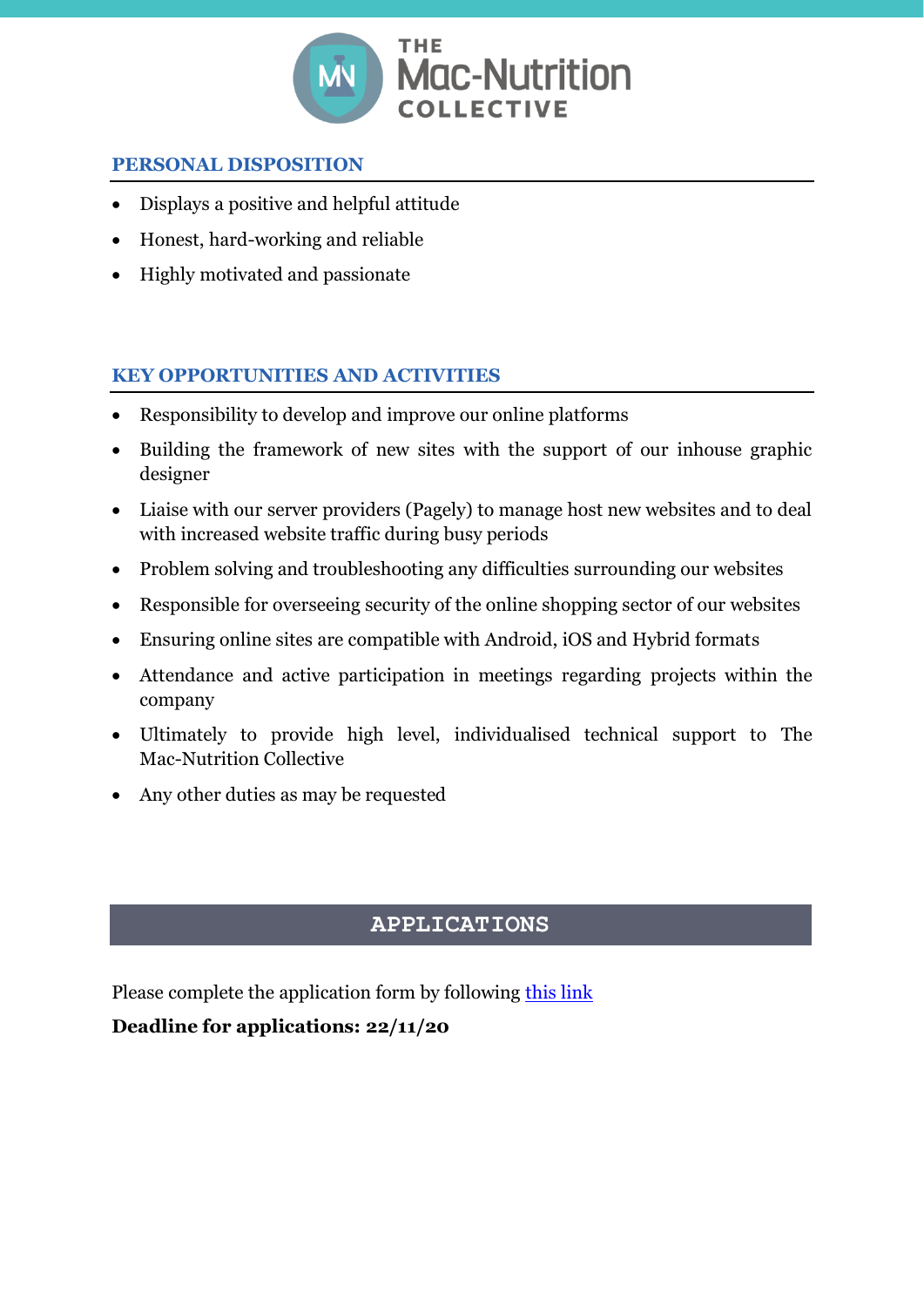## PERSONAL DISPOSITION

- Displays a positive and helpful attitude
- Honest, hard-working and reliable
- Highly motivated and passionate

## KEY OPPORTUNITIES AND ACTIVITIES

- Responsibility to develop and improve our online platforms
- Building the framework of new sites with the support of our inhouse graphic designer
- Liaise with our server providers (Pagely) to manage host new websites and to deal with increased website traffic during busy periods
- Problem solving and troubleshooting any difficulties surrounding our websites
- Responsible for overseeing security of the online shopping sector of our websites
- Ensuring online sites are compatible with Android, iOS and Hybrid formats
- Attendance and active participation in meetings regarding projects within the company
- Ultimately to provide high level, individualised technical support to The Mac-Nutrition Collective
- Any other duties as may be requested

## APPLICATIONS

Please complete the application form by following this link

**Deadline for applications: 22/11/20**